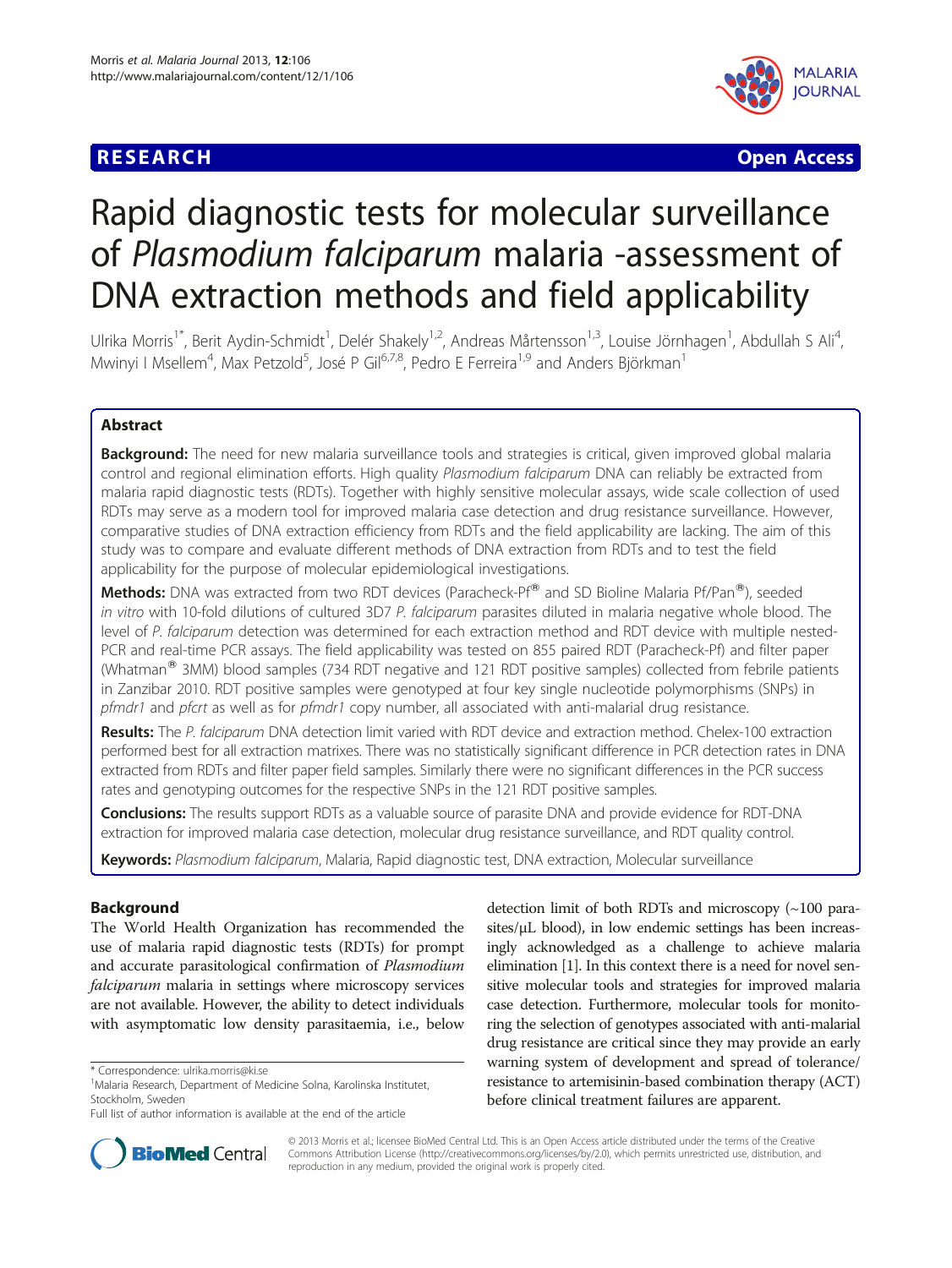RESEARCH Open Access

# Rapid diagnostic tests for molecular surveillance of *Plasmodium falciparum* malaria -assessment of DNA extraction methods and field applicability

Ulrika Morris[1*], Berit Aydin-Schmidt[1], Delér Shakely[1,2], Andreas Mårtensson[1,3], Louise Jörnhagen[1], Abdullah S Ali[4], Mwinyi I Msellem[4], Max Petzold[5], José P Gil[6,7,8], Pedro E Ferreira[1,9] and Anders Björkman[1]

## Abstract

**Background:** The need for new malaria surveillance tools and strategies is critical, given improved global malaria control and regional elimination efforts. High quality *Plasmodium falciparum* DNA can reliably be extracted from malaria rapid diagnostic tests (RDTs). Together with highly sensitive molecular assays, wide scale collection of used RDTs may serve as a modern tool for improved malaria case detection and drug resistance surveillance. However, comparative studies of DNA extraction efficiency from RDTs and the field applicability are lacking. The aim of this study was to compare and evaluate different methods of DNA extraction from RDTs and to test the field applicability for the purpose of molecular epidemiological investigations.

**Methods:** DNA was extracted from two RDT devices (Paracheck-Pf® and SD Bioline Malaria Pf/Pan®), seeded *in vitro* with 10-fold dilutions of cultured 3D7 *P. falciparum* parasites diluted in malaria negative whole blood. The level of *P. falciparum* detection was determined for each extraction method and RDT device with multiple nested-PCR and real-time PCR assays. The field applicability was tested on 855 paired RDT (Paracheck-Pf) and filter paper (Whatman® 3MM) blood samples (734 RDT negative and 121 RDT positive samples) collected from febrile patients in Zanzibar 2010. RDT positive samples were genotyped at four key single nucleotide polymorphisms (SNPs) in *pfmdr1* and *pfcrt* as well as for *pfmdr1* copy number, all associated with anti-malarial drug resistance.

**Results:** The *P. falciparum* DNA detection limit varied with RDT device and extraction method. Chelex-100 extraction performed best for all extraction matrixes. There was no statistically significant difference in PCR detection rates in DNA extracted from RDTs and filter paper field samples. Similarly there were no significant differences in the PCR success rates and genotyping outcomes for the respective SNPs in the 121 RDT positive samples.

**Conclusions:** The results support RDTs as a valuable source of parasite DNA and provide evidence for RDT-DNA extraction for improved malaria case detection, molecular drug resistance surveillance, and RDT quality control.

**Keywords:** *Plasmodium falciparum*, Malaria, Rapid diagnostic test, DNA extraction, Molecular surveillance

## Background

The World Health Organization has recommended the use of malaria rapid diagnostic tests (RDTs) for prompt and accurate parasitological confirmation of *Plasmodium falciparum* malaria in settings where microscopy services are not available. However, the ability to detect individuals with asymptomatic low density parasitaemia, i.e., below detection limit of both RDTs and microscopy (~100 parasites/μL blood), in low endemic settings has been increasingly acknowledged as a challenge to achieve malaria elimination [1]. In this context there is a need for novel sensitive molecular tools and strategies for improved malaria case detection. Furthermore, molecular tools for monitoring the selection of genotypes associated with anti-malarial drug resistance are critical since they may provide an early warning system of development and spread of tolerance/resistance to artemisinin-based combination therapy (ACT) before clinical treatment failures are apparent.

\* Correspondence: ulrika.morris@ki.se
[1]Malaria Research, Department of Medicine Solna, Karolinska Institutet, Stockholm, Sweden
Full list of author information is available at the end of the article

© 2013 Morris et al.; licensee BioMed Central Ltd. This is an Open Access article distributed under the terms of the Creative Commons Attribution License (http://creativecommons.org/licenses/by/2.0), which permits unrestricted use, distribution, and reproduction in any medium, provided the original work is properly cited.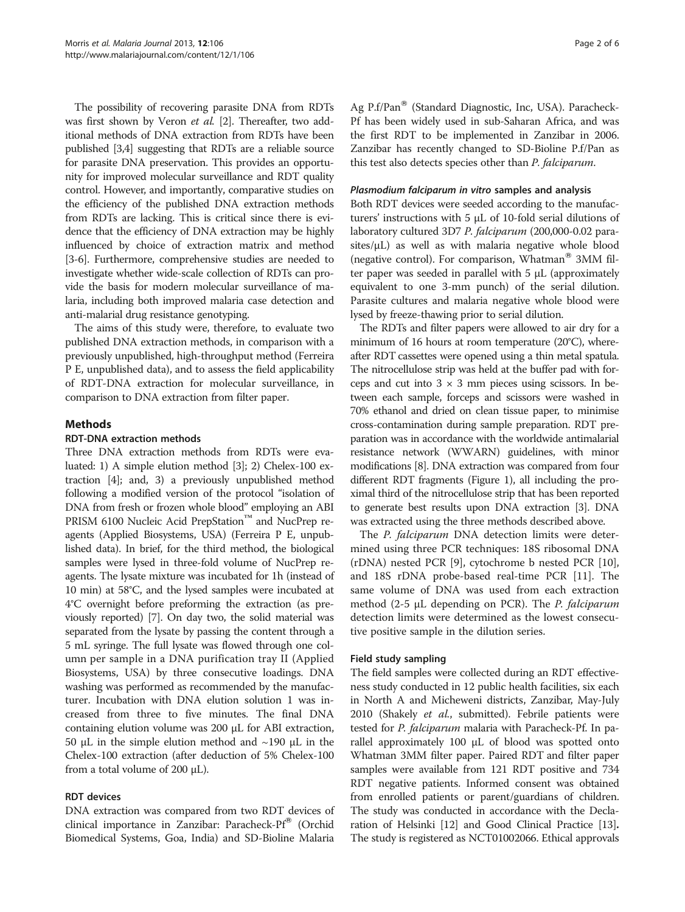The possibility of recovering parasite DNA from RDTs was first shown by Veron *et al.* [2]. Thereafter, two additional methods of DNA extraction from RDTs have been published [3,4] suggesting that RDTs are a reliable source for parasite DNA preservation. This provides an opportunity for improved molecular surveillance and RDT quality control. However, and importantly, comparative studies on the efficiency of the published DNA extraction methods from RDTs are lacking. This is critical since there is evidence that the efficiency of DNA extraction may be highly influenced by choice of extraction matrix and method [3-6]. Furthermore, comprehensive studies are needed to investigate whether wide-scale collection of RDTs can provide the basis for modern molecular surveillance of malaria, including both improved malaria case detection and anti-malarial drug resistance genotyping.

The aims of this study were, therefore, to evaluate two published DNA extraction methods, in comparison with a previously unpublished, high-throughput method (Ferreira P E, unpublished data), and to assess the field applicability of RDT-DNA extraction for molecular surveillance, in comparison to DNA extraction from filter paper.

## Methods

### RDT-DNA extraction methods

Three DNA extraction methods from RDTs were evaluated: 1) A simple elution method [3]; 2) Chelex-100 extraction [4]; and, 3) a previously unpublished method following a modified version of the protocol "isolation of DNA from fresh or frozen whole blood" employing an ABI PRISM 6100 Nucleic Acid PrepStation™ and NucPrep reagents (Applied Biosystems, USA) (Ferreira P E, unpublished data). In brief, for the third method, the biological samples were lysed in three-fold volume of NucPrep reagents. The lysate mixture was incubated for 1h (instead of 10 min) at 58°C, and the lysed samples were incubated at 4°C overnight before preforming the extraction (as previously reported) [7]. On day two, the solid material was separated from the lysate by passing the content through a 5 mL syringe. The full lysate was flowed through one column per sample in a DNA purification tray II (Applied Biosystems, USA) by three consecutive loadings. DNA washing was performed as recommended by the manufacturer. Incubation with DNA elution solution 1 was increased from three to five minutes. The final DNA containing elution volume was 200 μL for ABI extraction, 50 μL in the simple elution method and ~190 μL in the Chelex-100 extraction (after deduction of 5% Chelex-100 from a total volume of 200 μL).

### RDT devices

DNA extraction was compared from two RDT devices of clinical importance in Zanzibar: Paracheck-Pf® (Orchid Biomedical Systems, Goa, India) and SD-Bioline Malaria Ag P.f/Pan® (Standard Diagnostic, Inc, USA). Paracheck-Pf has been widely used in sub-Saharan Africa, and was the first RDT to be implemented in Zanzibar in 2006. Zanzibar has recently changed to SD-Bioline P.f/Pan as this test also detects species other than *P. falciparum*.

### *Plasmodium falciparum in vitro* samples and analysis

Both RDT devices were seeded according to the manufacturers' instructions with 5 μL of 10-fold serial dilutions of laboratory cultured 3D7 *P. falciparum* (200,000-0.02 parasites/μL) as well as with malaria negative whole blood (negative control). For comparison, Whatman® 3MM filter paper was seeded in parallel with 5 μL (approximately equivalent to one 3-mm punch) of the serial dilution. Parasite cultures and malaria negative whole blood were lysed by freeze-thawing prior to serial dilution.

The RDTs and filter papers were allowed to air dry for a minimum of 16 hours at room temperature (20°C), whereafter RDT cassettes were opened using a thin metal spatula. The nitrocellulose strip was held at the buffer pad with forceps and cut into 3 × 3 mm pieces using scissors. In between each sample, forceps and scissors were washed in 70% ethanol and dried on clean tissue paper, to minimise cross-contamination during sample preparation. RDT preparation was in accordance with the worldwide antimalarial resistance network (WWARN) guidelines, with minor modifications [8]. DNA extraction was compared from four different RDT fragments (Figure 1), all including the proximal third of the nitrocellulose strip that has been reported to generate best results upon DNA extraction [3]. DNA was extracted using the three methods described above.

The *P. falciparum* DNA detection limits were determined using three PCR techniques: 18S ribosomal DNA (rDNA) nested PCR [9], cytochrome b nested PCR [10], and 18S rDNA probe-based real-time PCR [11]. The same volume of DNA was used from each extraction method (2-5 μL depending on PCR). The *P. falciparum* detection limits were determined as the lowest consecutive positive sample in the dilution series.

### Field study sampling

The field samples were collected during an RDT effectiveness study conducted in 12 public health facilities, six each in North A and Micheweni districts, Zanzibar, May-July 2010 (Shakely *et al.*, submitted). Febrile patients were tested for *P. falciparum* malaria with Paracheck-Pf. In parallel approximately 100 μL of blood was spotted onto Whatman 3MM filter paper. Paired RDT and filter paper samples were available from 121 RDT positive and 734 RDT negative patients. Informed consent was obtained from enrolled patients or parent/guardians of children. The study was conducted in accordance with the Declaration of Helsinki [12] and Good Clinical Practice [13]. The study is registered as NCT01002066. Ethical approvals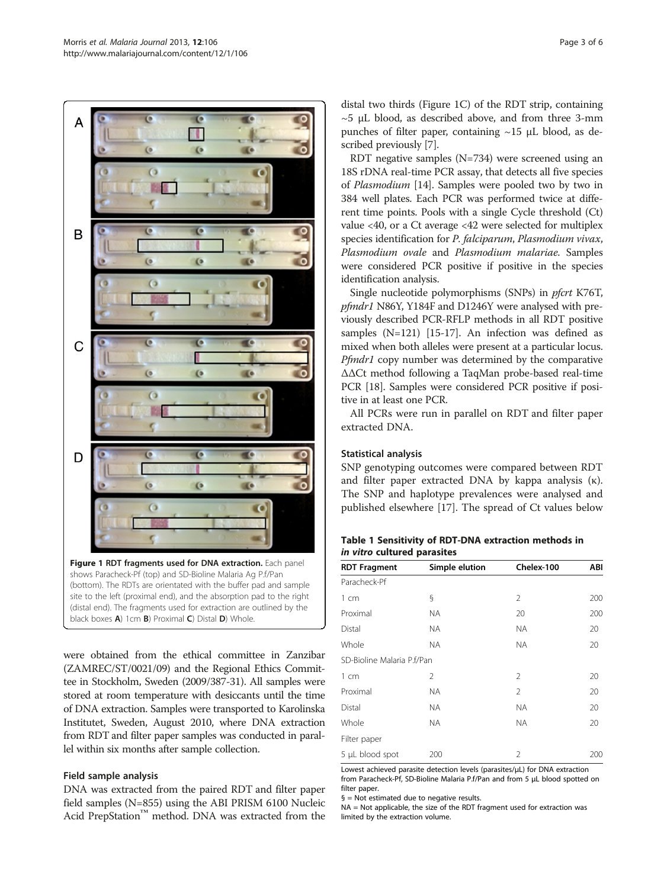Figure 1 RDT fragments used for DNA extraction. Each panel shows Paracheck-Pf (top) and SD-Bioline Malaria Ag P.f/Pan (bottom). The RDTs are orientated with the buffer pad and sample site to the left (proximal end), and the absorption pad to the right (distal end). The fragments used for extraction are outlined by the black boxes **A**) 1cm **B**) Proximal **C**) Distal **D**) Whole.

were obtained from the ethical committee in Zanzibar (ZAMREC/ST/0021/09) and the Regional Ethics Committee in Stockholm, Sweden (2009/387-31). All samples were stored at room temperature with desiccants until the time of DNA extraction. Samples were transported to Karolinska Institutet, Sweden, August 2010, where DNA extraction from RDT and filter paper samples was conducted in parallel within six months after sample collection.

### Field sample analysis

DNA was extracted from the paired RDT and filter paper field samples (N=855) using the ABI PRISM 6100 Nucleic Acid PrepStation™ method. DNA was extracted from the distal two thirds (Figure 1C) of the RDT strip, containing ~5 μL blood, as described above, and from three 3-mm punches of filter paper, containing ~15 μL blood, as described previously [7].

RDT negative samples (N=734) were screened using an 18S rDNA real-time PCR assay, that detects all five species of *Plasmodium* [14]. Samples were pooled two by two in 384 well plates. Each PCR was performed twice at different time points. Pools with a single Cycle threshold (Ct) value <40, or a Ct average <42 were selected for multiplex species identification for *P. falciparum*, *Plasmodium vivax*, *Plasmodium ovale* and *Plasmodium malariae*. Samples were considered PCR positive if positive in the species identification analysis.

Single nucleotide polymorphisms (SNPs) in *pfcrt* K76T, *pfmdr1* N86Y, Y184F and D1246Y were analysed with previously described PCR-RFLP methods in all RDT positive samples (N=121) [15-17]. An infection was defined as mixed when both alleles were present at a particular locus. *Pfmdr1* copy number was determined by the comparative ΔΔCt method following a TaqMan probe-based real-time PCR [18]. Samples were considered PCR positive if positive in at least one PCR.

All PCRs were run in parallel on RDT and filter paper extracted DNA.

### Statistical analysis

SNP genotyping outcomes were compared between RDT and filter paper extracted DNA by kappa analysis (κ). The SNP and haplotype prevalences were analysed and published elsewhere [17]. The spread of Ct values below

**Table 1 Sensitivity of RDT-DNA extraction methods in *in vitro* cultured parasites**

| RDT Fragment | Simple elution | Chelex-100 | ABI |
|---|---|---|---|
| Paracheck-Pf | | | |
| 1 cm | § | 2 | 200 |
| Proximal | NA | 20 | 200 |
| Distal | NA | NA | 20 |
| Whole | NA | NA | 20 |
| SD-Bioline Malaria P.f/Pan | | | |
| 1 cm | 2 | 2 | 20 |
| Proximal | NA | 2 | 20 |
| Distal | NA | NA | 20 |
| Whole | NA | NA | 20 |
| Filter paper | | | |
| 5 μL blood spot | 200 | 2 | 200 |

Lowest achieved parasite detection levels (parasites/μL) for DNA extraction from Paracheck-Pf, SD-Bioline Malaria P.f/Pan and from 5 μL blood spotted on filter paper.
§ = Not estimated due to negative results.
NA = Not applicable, the size of the RDT fragment used for extraction was limited by the extraction volume.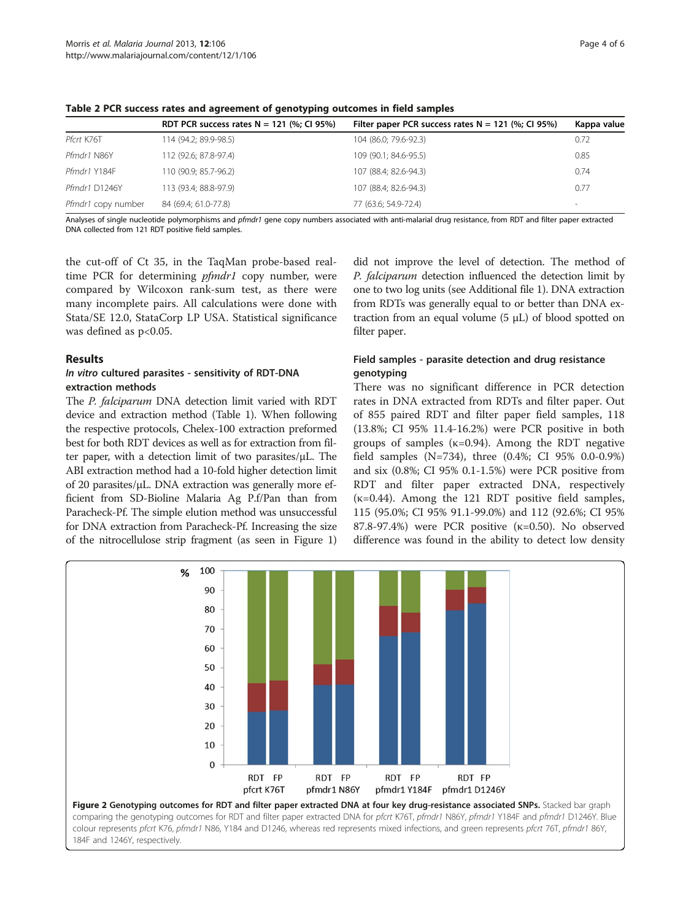**Table 2 PCR success rates and agreement of genotyping outcomes in field samples**

| | RDT PCR success rates N = 121 (%; CI 95%) | Filter paper PCR success rates N = 121 (%; CI 95%) | Kappa value |
|---|---|---|---|
| *Pfcrt* K76T | 114 (94.2; 89.9-98.5) | 104 (86.0; 79.6-92.3) | 0.72 |
| *Pfmdr1* N86Y | 112 (92.6; 87.8-97.4) | 109 (90.1; 84.6-95.5) | 0.85 |
| *Pfmdr1* Y184F | 110 (90.9; 85.7-96.2) | 107 (88.4; 82.6-94.3) | 0.74 |
| *Pfmdr1* D1246Y | 113 (93.4; 88.8-97.9) | 107 (88.4; 82.6-94.3) | 0.77 |
| *Pfmdr1* copy number | 84 (69.4; 61.0-77.8) | 77 (63.6; 54.9-72.4) | - |

Analyses of single nucleotide polymorphisms and *pfmdr1* gene copy numbers associated with anti-malarial drug resistance, from RDT and filter paper extracted DNA collected from 121 RDT positive field samples.

the cut-off of Ct 35, in the TaqMan probe-based real-time PCR for determining *pfmdr1* copy number, were compared by Wilcoxon rank-sum test, as there were many incomplete pairs. All calculations were done with Stata/SE 12.0, StataCorp LP USA. Statistical significance was defined as $p<0.05$.

## Results

### *In vitro* cultured parasites - sensitivity of RDT-DNA extraction methods

The *P. falciparum* DNA detection limit varied with RDT device and extraction method (Table 1). When following the respective protocols, Chelex-100 extraction preformed best for both RDT devices as well as for extraction from filter paper, with a detection limit of two parasites/μL. The ABI extraction method had a 10-fold higher detection limit of 20 parasites/μL. DNA extraction was generally more efficient from SD-Bioline Malaria Ag P.f/Pan than from Paracheck-Pf. The simple elution method was unsuccessful for DNA extraction from Paracheck-Pf. Increasing the size of the nitrocellulose strip fragment (as seen in Figure 1) did not improve the level of detection. The method of *P. falciparum* detection influenced the detection limit by one to two log units (see Additional file 1). DNA extraction from RDTs was generally equal to or better than DNA extraction from an equal volume (5 μL) of blood spotted on filter paper.

### Field samples - parasite detection and drug resistance genotyping

There was no significant difference in PCR detection rates in DNA extracted from RDTs and filter paper. Out of 855 paired RDT and filter paper field samples, 118 (13.8%; CI 95% 11.4-16.2%) were PCR positive in both groups of samples (κ=0.94). Among the RDT negative field samples (N=734), three (0.4%; CI 95% 0.0-0.9%) and six (0.8%; CI 95% 0.1-1.5%) were PCR positive from RDT and filter paper extracted DNA, respectively (κ=0.44). Among the 121 RDT positive field samples, 115 (95.0%; CI 95% 91.1-99.0%) and 112 (92.6%; CI 95% 87.8-97.4%) were PCR positive (κ=0.50). No observed difference was found in the ability to detect low density

**Figure 2 Genotyping outcomes for RDT and filter paper extracted DNA at four key drug-resistance associated SNPs.** Stacked bar graph comparing the genotyping outcomes for RDT and filter paper extracted DNA for *pfcrt* K76T, *pfmdr1* N86Y, *pfmdr1* Y184F and *pfmdr1* D1246Y. Blue colour represents *pfcrt* K76, *pfmdr1* N86, Y184 and D1246, whereas red represents mixed infections, and green represents *pfcrt* 76T, *pfmdr1* 86Y, 184F and 1246Y, respectively.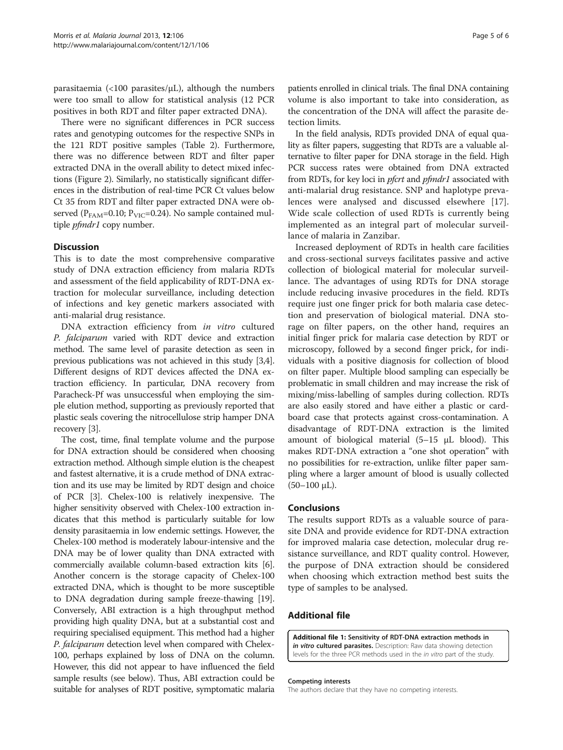parasitaemia (<100 parasites/μL), although the numbers were too small to allow for statistical analysis (12 PCR positives in both RDT and filter paper extracted DNA).

There were no significant differences in PCR success rates and genotyping outcomes for the respective SNPs in the 121 RDT positive samples (Table 2). Furthermore, there was no difference between RDT and filter paper extracted DNA in the overall ability to detect mixed infections (Figure 2). Similarly, no statistically significant differences in the distribution of real-time PCR Ct values below Ct 35 from RDT and filter paper extracted DNA were observed ($P_{FAM}$=0.10; $P_{VIC}$=0.24). No sample contained multiple *pfmdr1* copy number.

## Discussion

This is to date the most comprehensive comparative study of DNA extraction efficiency from malaria RDTs and assessment of the field applicability of RDT-DNA extraction for molecular surveillance, including detection of infections and key genetic markers associated with anti-malarial drug resistance.

DNA extraction efficiency from *in vitro* cultured *P. falciparum* varied with RDT device and extraction method. The same level of parasite detection as seen in previous publications was not achieved in this study [3,4]. Different designs of RDT devices affected the DNA extraction efficiency. In particular, DNA recovery from Paracheck-Pf was unsuccessful when employing the simple elution method, supporting as previously reported that plastic seals covering the nitrocellulose strip hamper DNA recovery [3].

The cost, time, final template volume and the purpose for DNA extraction should be considered when choosing extraction method. Although simple elution is the cheapest and fastest alternative, it is a crude method of DNA extraction and its use may be limited by RDT design and choice of PCR [3]. Chelex-100 is relatively inexpensive. The higher sensitivity observed with Chelex-100 extraction indicates that this method is particularly suitable for low density parasitaemia in low endemic settings. However, the Chelex-100 method is moderately labour-intensive and the DNA may be of lower quality than DNA extracted with commercially available column-based extraction kits [6]. Another concern is the storage capacity of Chelex-100 extracted DNA, which is thought to be more susceptible to DNA degradation during sample freeze-thawing [19]. Conversely, ABI extraction is a high throughput method providing high quality DNA, but at a substantial cost and requiring specialised equipment. This method had a higher *P. falciparum* detection level when compared with Chelex-100, perhaps explained by loss of DNA on the column. However, this did not appear to have influenced the field sample results (see below). Thus, ABI extraction could be suitable for analyses of RDT positive, symptomatic malaria patients enrolled in clinical trials. The final DNA containing volume is also important to take into consideration, as the concentration of the DNA will affect the parasite detection limits.

In the field analysis, RDTs provided DNA of equal quality as filter papers, suggesting that RDTs are a valuable alternative to filter paper for DNA storage in the field. High PCR success rates were obtained from DNA extracted from RDTs, for key loci in *pfcrt* and *pfmdr1* associated with anti-malarial drug resistance. SNP and haplotype prevalences were analysed and discussed elsewhere [17]. Wide scale collection of used RDTs is currently being implemented as an integral part of molecular surveillance of malaria in Zanzibar.

Increased deployment of RDTs in health care facilities and cross-sectional surveys facilitates passive and active collection of biological material for molecular surveillance. The advantages of using RDTs for DNA storage include reducing invasive procedures in the field. RDTs require just one finger prick for both malaria case detection and preservation of biological material. DNA storage on filter papers, on the other hand, requires an initial finger prick for malaria case detection by RDT or microscopy, followed by a second finger prick, for individuals with a positive diagnosis for collection of blood on filter paper. Multiple blood sampling can especially be problematic in small children and may increase the risk of mixing/miss-labelling of samples during collection. RDTs are also easily stored and have either a plastic or cardboard case that protects against cross-contamination. A disadvantage of RDT-DNA extraction is the limited amount of biological material (5–15 μL blood). This makes RDT-DNA extraction a "one shot operation" with no possibilities for re-extraction, unlike filter paper sampling where a larger amount of blood is usually collected (50–100 μL).

## Conclusions

The results support RDTs as a valuable source of parasite DNA and provide evidence for RDT-DNA extraction for improved malaria case detection, molecular drug resistance surveillance, and RDT quality control. However, the purpose of DNA extraction should be considered when choosing which extraction method best suits the type of samples to be analysed.

## Additional file

**Additional file 1: Sensitivity of RDT-DNA extraction methods in *in vitro* cultured parasites.** Description: Raw data showing detection levels for the three PCR methods used in the *in vitro* part of the study.

#### Competing interests

The authors declare that they have no competing interests.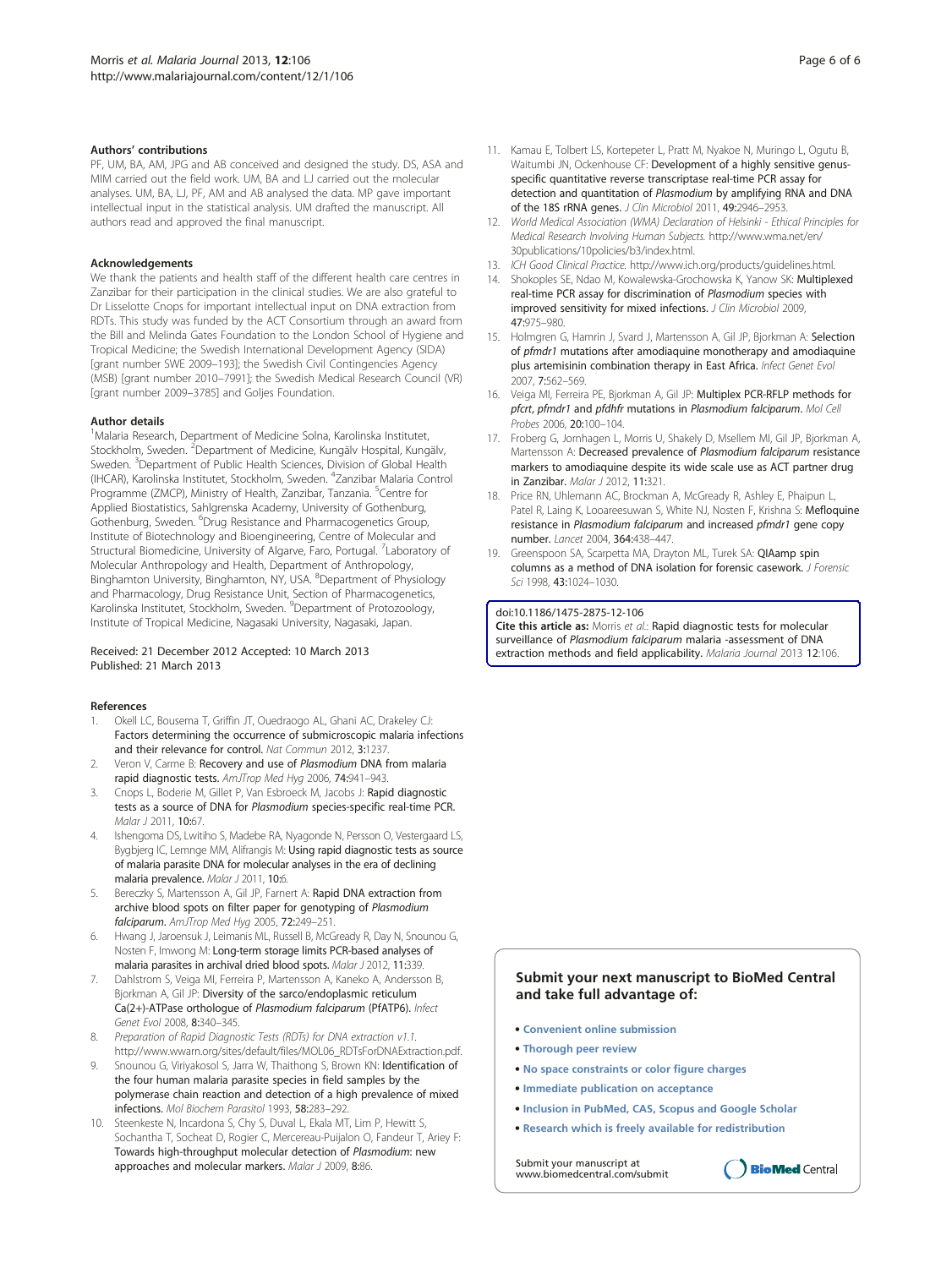### Authors' contributions

PF, UM, BA, AM, JPG and AB conceived and designed the study. DS, ASA and MIM carried out the field work. UM, BA and LJ carried out the molecular analyses. UM, BA, LJ, PF, AM and AB analysed the data. MP gave important intellectual input in the statistical analysis. UM drafted the manuscript. All authors read and approved the final manuscript.

### Acknowledgements

We thank the patients and health staff of the different health care centres in Zanzibar for their participation in the clinical studies. We are also grateful to Dr Lisselotte Cnops for important intellectual input on DNA extraction from RDTs. This study was funded by the ACT Consortium through an award from the Bill and Melinda Gates Foundation to the London School of Hygiene and Tropical Medicine; the Swedish International Development Agency (SIDA) [grant number SWE 2009–193]; the Swedish Civil Contingencies Agency (MSB) [grant number 2010–7991]; the Swedish Medical Research Council (VR) [grant number 2009–3785] and Goljes Foundation.

### Author details

[1]Malaria Research, Department of Medicine Solna, Karolinska Institutet, Stockholm, Sweden. [2]Department of Medicine, Kungälv Hospital, Kungälv, Sweden. [3]Department of Public Health Sciences, Division of Global Health (IHCAR), Karolinska Institutet, Stockholm, Sweden. [4]Zanzibar Malaria Control Programme (ZMCP), Ministry of Health, Zanzibar, Tanzania. [5]Centre for Applied Biostatistics, Sahlgrenska Academy, University of Gothenburg, Gothenburg, Sweden. [6]Drug Resistance and Pharmacogenetics Group, Institute of Biotechnology and Bioengineering, Centre of Molecular and Structural Biomedicine, University of Algarve, Faro, Portugal. [7]Laboratory of Molecular Anthropology and Health, Department of Anthropology, Binghamton University, Binghamton, NY, USA. [8]Department of Physiology and Pharmacology, Drug Resistance Unit, Section of Pharmacogenetics, Karolinska Institutet, Stockholm, Sweden. [9]Department of Protozoology, Institute of Tropical Medicine, Nagasaki University, Nagasaki, Japan.

Received: 21 December 2012 Accepted: 10 March 2013
Published: 21 March 2013

### References

1. Okell LC, Bousema T, Griffin JT, Ouedraogo AL, Ghani AC, Drakeley CJ: **Factors determining the occurrence of submicroscopic malaria infections and their relevance for control.** *Nat Commun* 2012, **3:**1237.
2. Veron V, Carme B: **Recovery and use of *Plasmodium* DNA from malaria rapid diagnostic tests.** *AmJTrop Med Hyg* 2006, **74:**941–943.
3. Cnops L, Boderie M, Gillet P, Van Esbroeck M, Jacobs J: **Rapid diagnostic tests as a source of DNA for *Plasmodium* species-specific real-time PCR.** *Malar J* 2011, **10:**67.
4. Ishengoma DS, Lwitiho S, Madebe RA, Nyagonde N, Persson O, Vestergaard LS, Bygbjerg IC, Lemnge MM, Alifrangis M: **Using rapid diagnostic tests as source of malaria parasite DNA for molecular analyses in the era of declining malaria prevalence.** *Malar J* 2011, **10:**6.
5. Bereczky S, Martensson A, Gil JP, Farnert A: **Rapid DNA extraction from archive blood spots on filter paper for genotyping of *Plasmodium falciparum*.** *AmJTrop Med Hyg* 2005, **72:**249–251.
6. Hwang J, Jaroensuk J, Leimanis ML, Russell B, McGready R, Day N, Snounou G, Nosten F, Imwong M: **Long-term storage limits PCR-based analyses of malaria parasites in archival dried blood spots.** *Malar J* 2012, **11:**339.
7. Dahlstrom S, Veiga MI, Ferreira P, Martensson A, Kaneko A, Andersson B, Bjorkman A, Gil JP: **Diversity of the sarco/endoplasmic reticulum Ca(2+)-ATPase orthologue of *Plasmodium falciparum* (PfATP6).** *Infect Genet Evol* 2008, **8:**340–345.
8. *Preparation of Rapid Diagnostic Tests (RDTs) for DNA extraction v1.1.* http://www.wwarn.org/sites/default/files/MOL06_RDTsForDNAExtraction.pdf.
9. Snounou G, Viriyakosol S, Jarra W, Thaithong S, Brown KN: **Identification of the four human malaria parasite species in field samples by the polymerase chain reaction and detection of a high prevalence of mixed infections.** *Mol Biochem Parasitol* 1993, **58:**283–292.
10. Steenkeste N, Incardona S, Chy S, Duval L, Ekala MT, Lim P, Hewitt S, Sochantha T, Socheat D, Rogier C, Mercereau-Puijalon O, Fandeur T, Ariey F: **Towards high-throughput molecular detection of *Plasmodium*: new approaches and molecular markers.** *Malar J* 2009, **8:**86.
11. Kamau E, Tolbert LS, Kortepeter L, Pratt M, Nyakoe N, Muringo L, Ogutu B, Waitumbi JN, Ockenhouse CF: **Development of a highly sensitive genus-specific quantitative reverse transcriptase real-time PCR assay for detection and quantitation of *Plasmodium* by amplifying RNA and DNA of the 18S rRNA genes.** *J Clin Microbiol* 2011, **49:**2946–2953.
12. *World Medical Association (WMA) Declaration of Helsinki - Ethical Principles for Medical Research Involving Human Subjects.* http://www.wma.net/en/30publications/10policies/b3/index.html.
13. *ICH Good Clinical Practice.* http://www.ich.org/products/guidelines.html.
14. Shokoples SE, Ndao M, Kowalewska-Grochowska K, Yanow SK: **Multiplexed real-time PCR assay for discrimination of *Plasmodium* species with improved sensitivity for mixed infections.** *J Clin Microbiol* 2009, **47:**975–980.
15. Holmgren G, Hamrin J, Svard J, Martensson A, Gil JP, Bjorkman A: **Selection of *pfmdr1* mutations after amodiaquine monotherapy and amodiaquine plus artemisinin combination therapy in East Africa.** *Infect Genet Evol* 2007, **7:**562–569.
16. Veiga MI, Ferreira PE, Bjorkman A, Gil JP: **Multiplex PCR-RFLP methods for *pfcrt*, *pfmdr1* and *pfdhfr* mutations in *Plasmodium falciparum*.** *Mol Cell Probes* 2006, **20:**100–104.
17. Froberg G, Jornhagen L, Morris U, Shakely D, Msellem MI, Gil JP, Bjorkman A, Martensson A: **Decreased prevalence of *Plasmodium falciparum* resistance markers to amodiaquine despite its wide scale use as ACT partner drug in Zanzibar.** *Malar J* 2012, **11:**321.
18. Price RN, Uhlemann AC, Brockman A, McGready R, Ashley E, Phaipun L, Patel R, Laing K, Looareesuwan S, White NJ, Nosten F, Krishna S: **Mefloquine resistance in *Plasmodium falciparum* and increased *pfmdr1* gene copy number.** *Lancet* 2004, **364:**438–447.
19. Greenspoon SA, Scarpetta MA, Drayton ML, Turek SA: **QIAamp spin columns as a method of DNA isolation for forensic casework.** *J Forensic Sci* 1998, **43:**1024–1030.

doi:10.1186/1475-2875-12-106

**Cite this article as:** Morris *et al.*: Rapid diagnostic tests for molecular surveillance of *Plasmodium falciparum* malaria -assessment of DNA extraction methods and field applicability. *Malaria Journal* 2013 **12**:106.